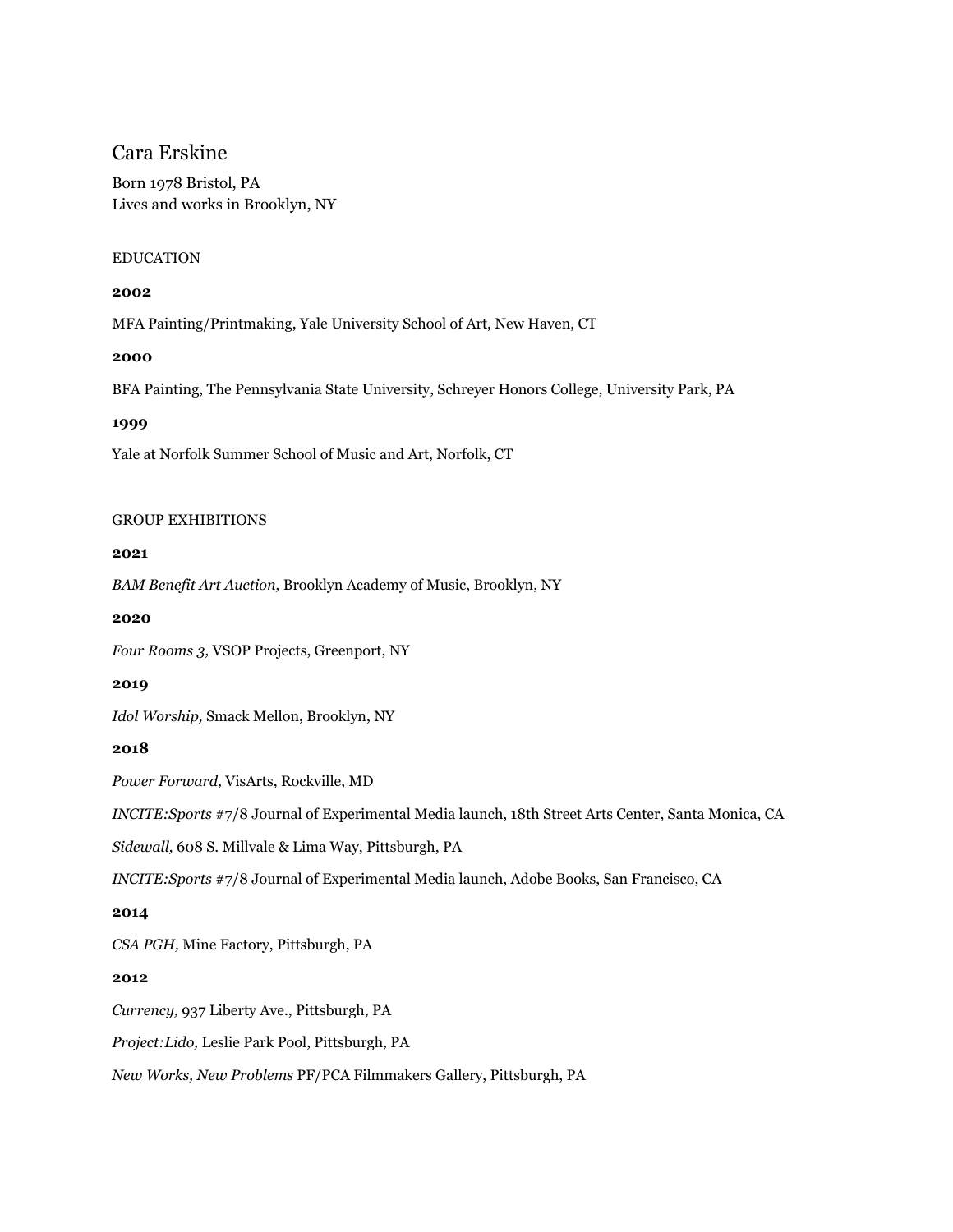# Cara Erskine

Born 1978 Bristol, PA
Lives and works in Brooklyn, NY

## EDUCATION

**2002**

MFA Painting/Printmaking, Yale University School of Art, New Haven, CT

**2000**

BFA Painting, The Pennsylvania State University, Schreyer Honors College, University Park, PA

**1999**

Yale at Norfolk Summer School of Music and Art, Norfolk, CT

## GROUP EXHIBITIONS

**2021**

*BAM Benefit Art Auction,* Brooklyn Academy of Music, Brooklyn, NY

**2020**

*Four Rooms 3,* VSOP Projects, Greenport, NY

**2019**

*Idol Worship,* Smack Mellon, Brooklyn, NY

**2018**

*Power Forward,* VisArts, Rockville, MD

*INCITE:Sports* #7/8 Journal of Experimental Media launch, 18th Street Arts Center, Santa Monica, CA

*Sidewall,* 608 S. Millvale & Lima Way, Pittsburgh, PA

*INCITE:Sports* #7/8 Journal of Experimental Media launch, Adobe Books, San Francisco, CA

**2014**

*CSA PGH,* Mine Factory, Pittsburgh, PA

**2012**

*Currency,* 937 Liberty Ave., Pittsburgh, PA

*Project:Lido,* Leslie Park Pool, Pittsburgh, PA

*New Works, New Problems* PF/PCA Filmmakers Gallery, Pittsburgh, PA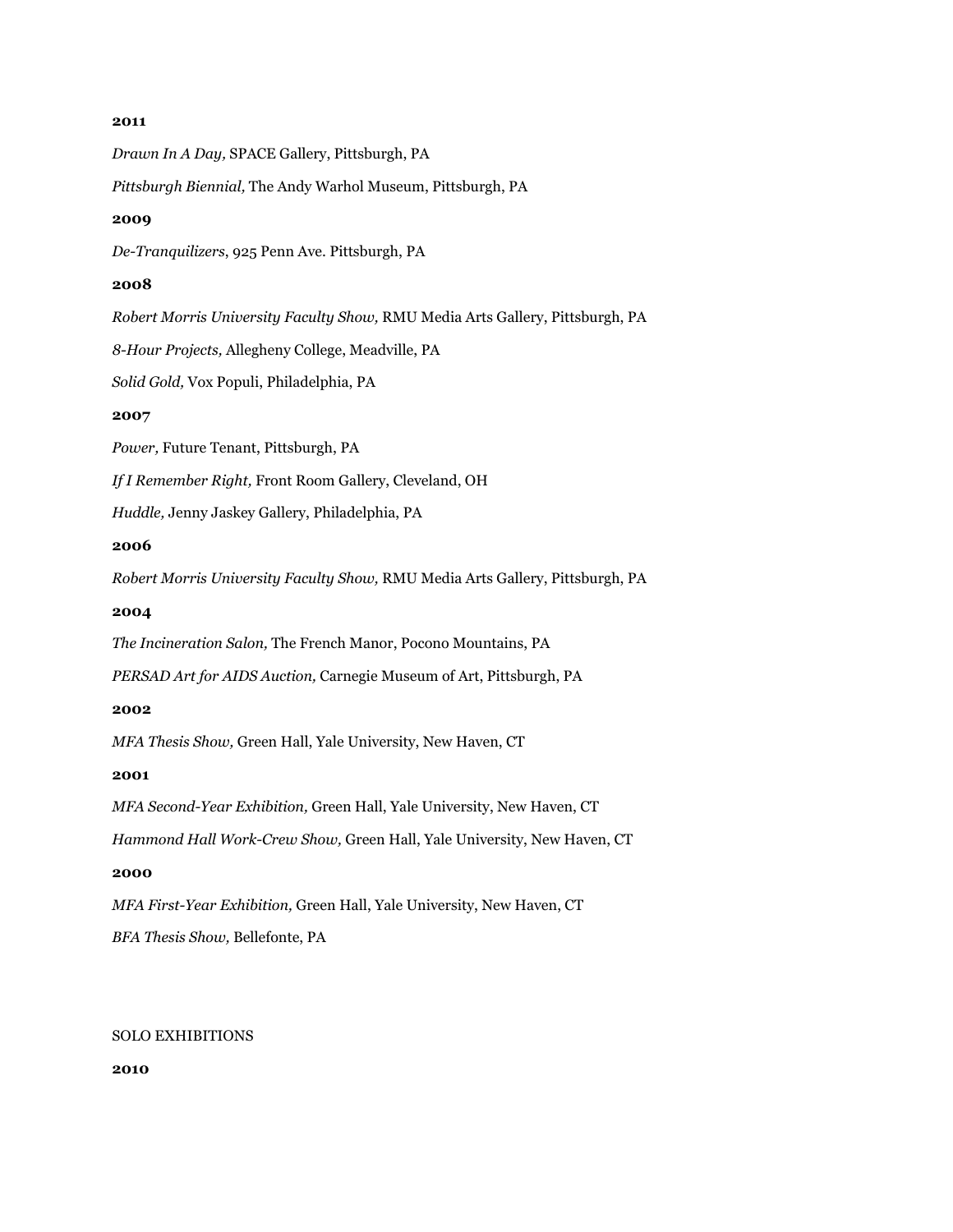**2011**

*Drawn In A Day,* SPACE Gallery, Pittsburgh, PA

*Pittsburgh Biennial,* The Andy Warhol Museum, Pittsburgh, PA

**2009**

*De-Tranquilizers*, 925 Penn Ave. Pittsburgh, PA

**2008**

*Robert Morris University Faculty Show,* RMU Media Arts Gallery, Pittsburgh, PA

*8-Hour Projects,* Allegheny College, Meadville, PA

*Solid Gold,* Vox Populi, Philadelphia, PA

**2007**

*Power,* Future Tenant, Pittsburgh, PA

*If I Remember Right,* Front Room Gallery, Cleveland, OH

*Huddle,* Jenny Jaskey Gallery, Philadelphia, PA

**2006**

*Robert Morris University Faculty Show,* RMU Media Arts Gallery, Pittsburgh, PA

**2004**

*The Incineration Salon,* The French Manor, Pocono Mountains, PA

*PERSAD Art for AIDS Auction,* Carnegie Museum of Art, Pittsburgh, PA

**2002**

*MFA Thesis Show,* Green Hall, Yale University, New Haven, CT

**2001**

*MFA Second-Year Exhibition,* Green Hall, Yale University, New Haven, CT

*Hammond Hall Work-Crew Show,* Green Hall, Yale University, New Haven, CT

**2000**

*MFA First-Year Exhibition,* Green Hall, Yale University, New Haven, CT

*BFA Thesis Show,* Bellefonte, PA

SOLO EXHIBITIONS

**2010**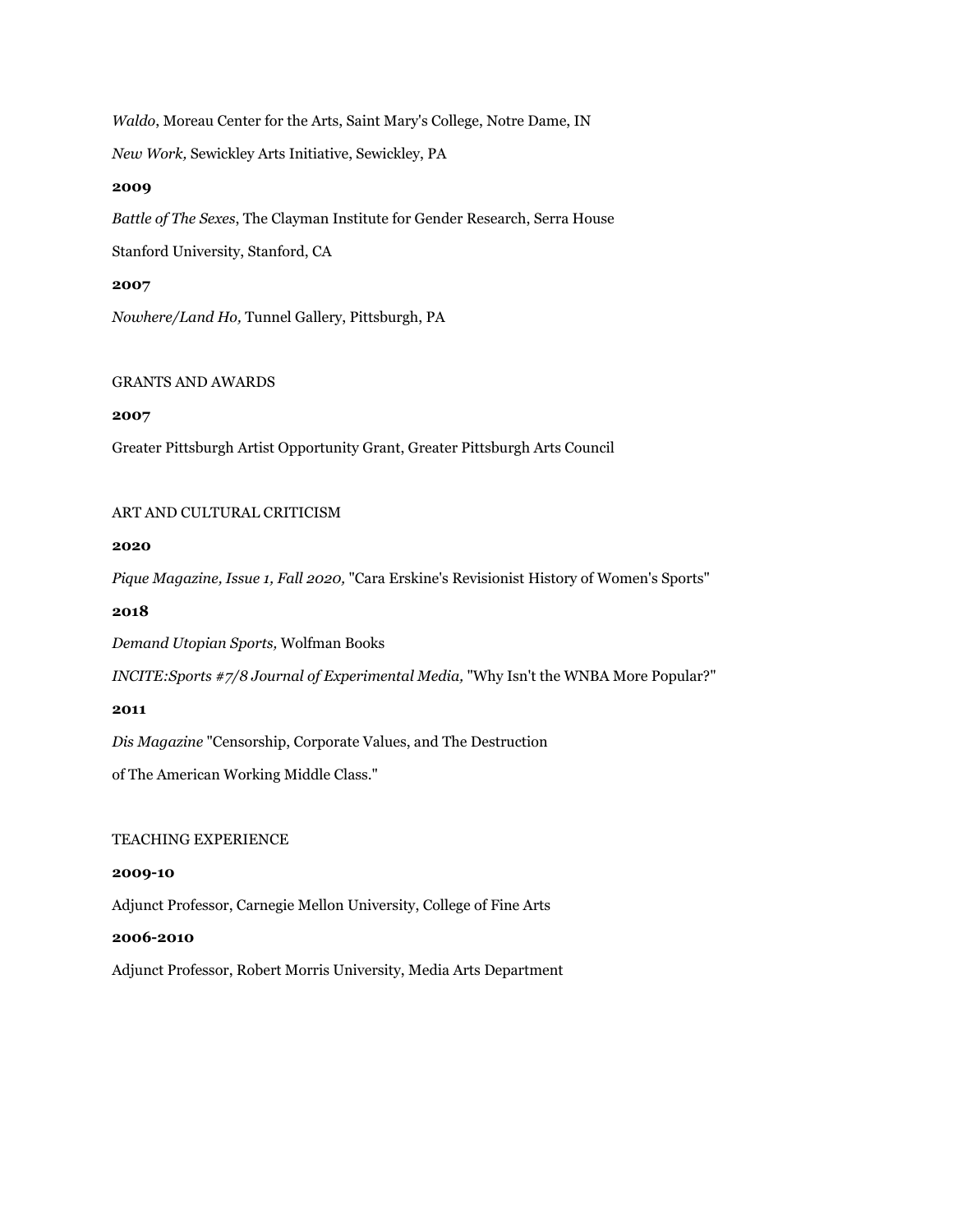*Waldo*, Moreau Center for the Arts, Saint Mary's College, Notre Dame, IN

*New Work,* Sewickley Arts Initiative, Sewickley, PA

**2009**

*Battle of The Sexes*, The Clayman Institute for Gender Research, Serra House

Stanford University, Stanford, CA

**2007**

*Nowhere/Land Ho,* Tunnel Gallery, Pittsburgh, PA

GRANTS AND AWARDS

**2007**

Greater Pittsburgh Artist Opportunity Grant, Greater Pittsburgh Arts Council

ART AND CULTURAL CRITICISM

**2020**

*Pique Magazine, Issue 1, Fall 2020,* "Cara Erskine's Revisionist History of Women's Sports"

**2018**

*Demand Utopian Sports,* Wolfman Books

*INCITE:Sports #7/8 Journal of Experimental Media,* "Why Isn't the WNBA More Popular?"

**2011**

*Dis Magazine* "Censorship, Corporate Values, and The Destruction

of The American Working Middle Class."

TEACHING EXPERIENCE

**2009-10**

Adjunct Professor, Carnegie Mellon University, College of Fine Arts

**2006-2010**

Adjunct Professor, Robert Morris University, Media Arts Department